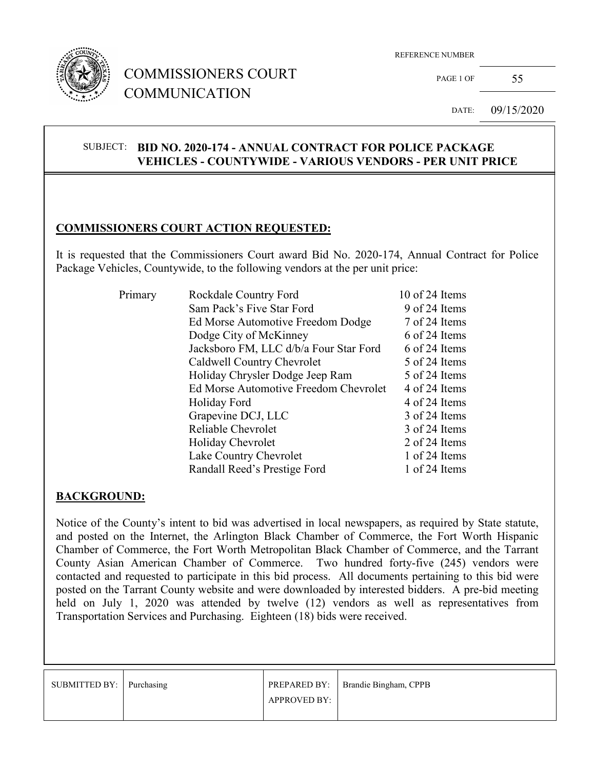# COMMISSIONERS COURT COMMUNICATION

REFERENCE NUMBER

PAGE 1 OF 55

DATE: 09/15/2020

SUBJECT: **BID NO. 2020-174 - ANNUAL CONTRACT FOR POLICE PACKAGE VEHICLES - COUNTYWIDE - VARIOUS VENDORS - PER UNIT PRICE**

## COMMISSIONERS COURT ACTION REQUESTED:

It is requested that the Commissioners Court award Bid No. 2020-174, Annual Contract for Police Package Vehicles, Countywide, to the following vendors at the per unit price:

| | | |
|---|---|---|
| Primary | Rockdale Country Ford | 10 of 24 Items |
| | Sam Pack's Five Star Ford | 9 of 24 Items |
| | Ed Morse Automotive Freedom Dodge | 7 of 24 Items |
| | Dodge City of McKinney | 6 of 24 Items |
| | Jacksboro FM, LLC d/b/a Four Star Ford | 6 of 24 Items |
| | Caldwell Country Chevrolet | 5 of 24 Items |
| | Holiday Chrysler Dodge Jeep Ram | 5 of 24 Items |
| | Ed Morse Automotive Freedom Chevrolet | 4 of 24 Items |
| | Holiday Ford | 4 of 24 Items |
| | Grapevine DCJ, LLC | 3 of 24 Items |
| | Reliable Chevrolet | 3 of 24 Items |
| | Holiday Chevrolet | 2 of 24 Items |
| | Lake Country Chevrolet | 1 of 24 Items |
| | Randall Reed's Prestige Ford | 1 of 24 Items |

## BACKGROUND:

Notice of the County's intent to bid was advertised in local newspapers, as required by State statute, and posted on the Internet, the Arlington Black Chamber of Commerce, the Fort Worth Hispanic Chamber of Commerce, the Fort Worth Metropolitan Black Chamber of Commerce, and the Tarrant County Asian American Chamber of Commerce. Two hundred forty-five (245) vendors were contacted and requested to participate in this bid process. All documents pertaining to this bid were posted on the Tarrant County website and were downloaded by interested bidders. A pre-bid meeting held on July 1, 2020 was attended by twelve (12) vendors as well as representatives from Transportation Services and Purchasing. Eighteen (18) bids were received.

| SUBMITTED BY: | Purchasing | PREPARED BY: | Brandie Bingham, CPPB |
|---|---|---|---|
| | | APPROVED BY: | |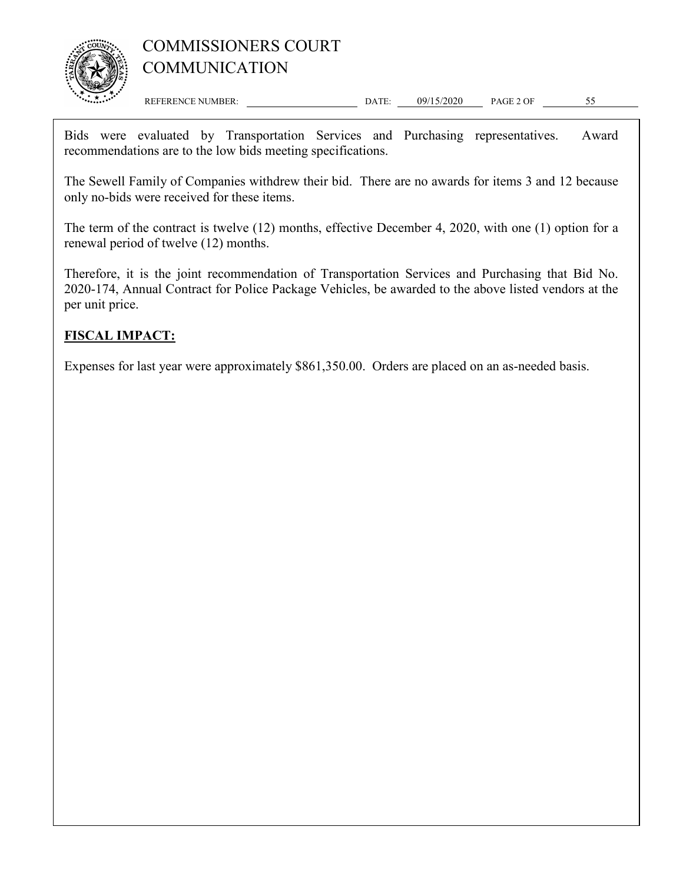Bids were evaluated by Transportation Services and Purchasing representatives. Award recommendations are to the low bids meeting specifications.

The Sewell Family of Companies withdrew their bid. There are no awards for items 3 and 12 because only no-bids were received for these items.

The term of the contract is twelve (12) months, effective December 4, 2020, with one (1) option for a renewal period of twelve (12) months.

Therefore, it is the joint recommendation of Transportation Services and Purchasing that Bid No. 2020-174, Annual Contract for Police Package Vehicles, be awarded to the above listed vendors at the per unit price.

**FISCAL IMPACT:**

Expenses for last year were approximately $861,350.00. Orders are placed on an as-needed basis.